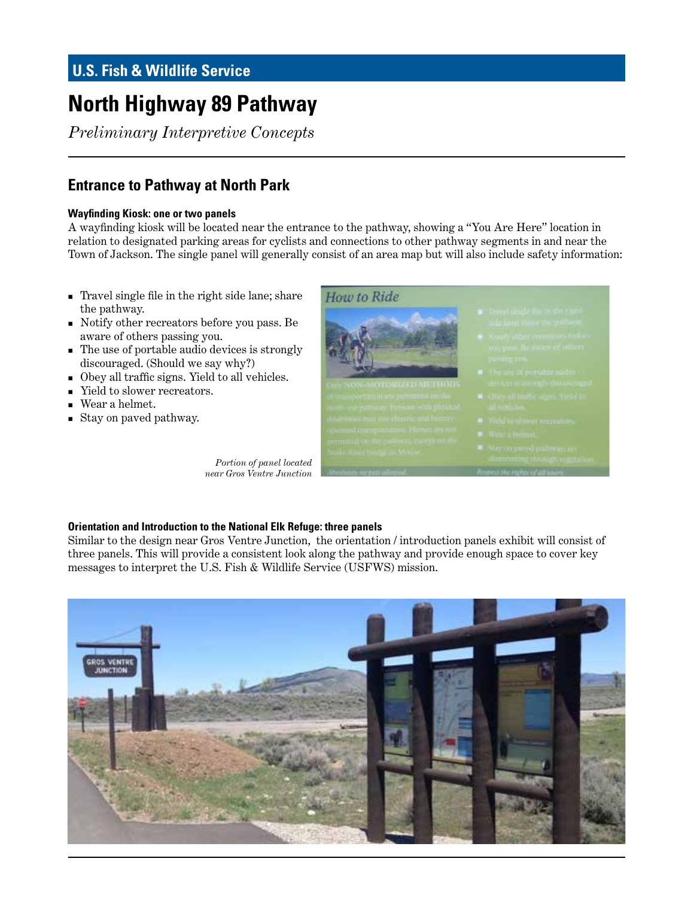U.S. Fish & Wildlife Service

# North Highway 89 Pathway

*Preliminary Interpretive Concepts*

## Entrance to Pathway at North Park

#### Wayfinding Kiosk: one or two panels

A wayfinding kiosk will be located near the entrance to the pathway, showing a "You Are Here" location in relation to designated parking areas for cyclists and connections to other pathway segments in and near the Town of Jackson. The single panel will generally consist of an area map but will also include safety information:

- Travel single file in the right side lane; share the pathway.
- Notify other recreators before you pass. Be aware of others passing you.
- The use of portable audio devices is strongly discouraged. (Should we say why?)
- Obey all traffic signs. Yield to all vehicles.
- Yield to slower recreators.
- Wear a helmet.
- Stay on paved pathway.

*Portion of panel located near Gros Ventre Junction*

#### Orientation and Introduction to the National Elk Refuge: three panels

Similar to the design near Gros Ventre Junction, the orientation / introduction panels exhibit will consist of three panels. This will provide a consistent look along the pathway and provide enough space to cover key messages to interpret the U.S. Fish & Wildlife Service (USFWS) mission.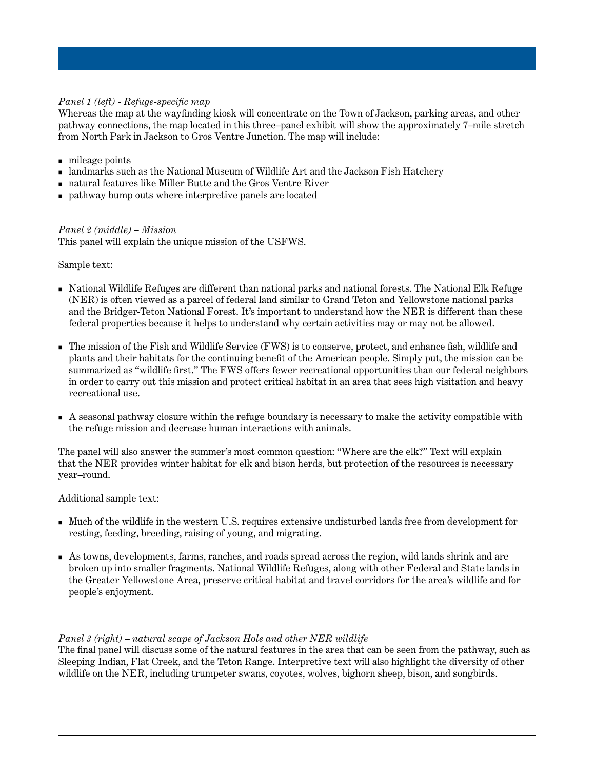*Panel 1 (left) - Refuge-specific map*

Whereas the map at the wayfinding kiosk will concentrate on the Town of Jackson, parking areas, and other pathway connections, the map located in this three–panel exhibit will show the approximately 7–mile stretch from North Park in Jackson to Gros Ventre Junction. The map will include:

- mileage points
- landmarks such as the National Museum of Wildlife Art and the Jackson Fish Hatchery
- natural features like Miller Butte and the Gros Ventre River
- pathway bump outs where interpretive panels are located

*Panel 2 (middle) – Mission*

This panel will explain the unique mission of the USFWS.

Sample text:

- National Wildlife Refuges are different than national parks and national forests. The National Elk Refuge (NER) is often viewed as a parcel of federal land similar to Grand Teton and Yellowstone national parks and the Bridger-Teton National Forest. It's important to understand how the NER is different than these federal properties because it helps to understand why certain activities may or may not be allowed.

- The mission of the Fish and Wildlife Service (FWS) is to conserve, protect, and enhance fish, wildlife and plants and their habitats for the continuing benefit of the American people. Simply put, the mission can be summarized as "wildlife first." The FWS offers fewer recreational opportunities than our federal neighbors in order to carry out this mission and protect critical habitat in an area that sees high visitation and heavy recreational use.

- A seasonal pathway closure within the refuge boundary is necessary to make the activity compatible with the refuge mission and decrease human interactions with animals.

The panel will also answer the summer's most common question: "Where are the elk?" Text will explain that the NER provides winter habitat for elk and bison herds, but protection of the resources is necessary year–round.

Additional sample text:

- Much of the wildlife in the western U.S. requires extensive undisturbed lands free from development for resting, feeding, breeding, raising of young, and migrating.

- As towns, developments, farms, ranches, and roads spread across the region, wild lands shrink and are broken up into smaller fragments. National Wildlife Refuges, along with other Federal and State lands in the Greater Yellowstone Area, preserve critical habitat and travel corridors for the area's wildlife and for people's enjoyment.

*Panel 3 (right) – natural scape of Jackson Hole and other NER wildlife*

The final panel will discuss some of the natural features in the area that can be seen from the pathway, such as Sleeping Indian, Flat Creek, and the Teton Range. Interpretive text will also highlight the diversity of other wildlife on the NER, including trumpeter swans, coyotes, wolves, bighorn sheep, bison, and songbirds.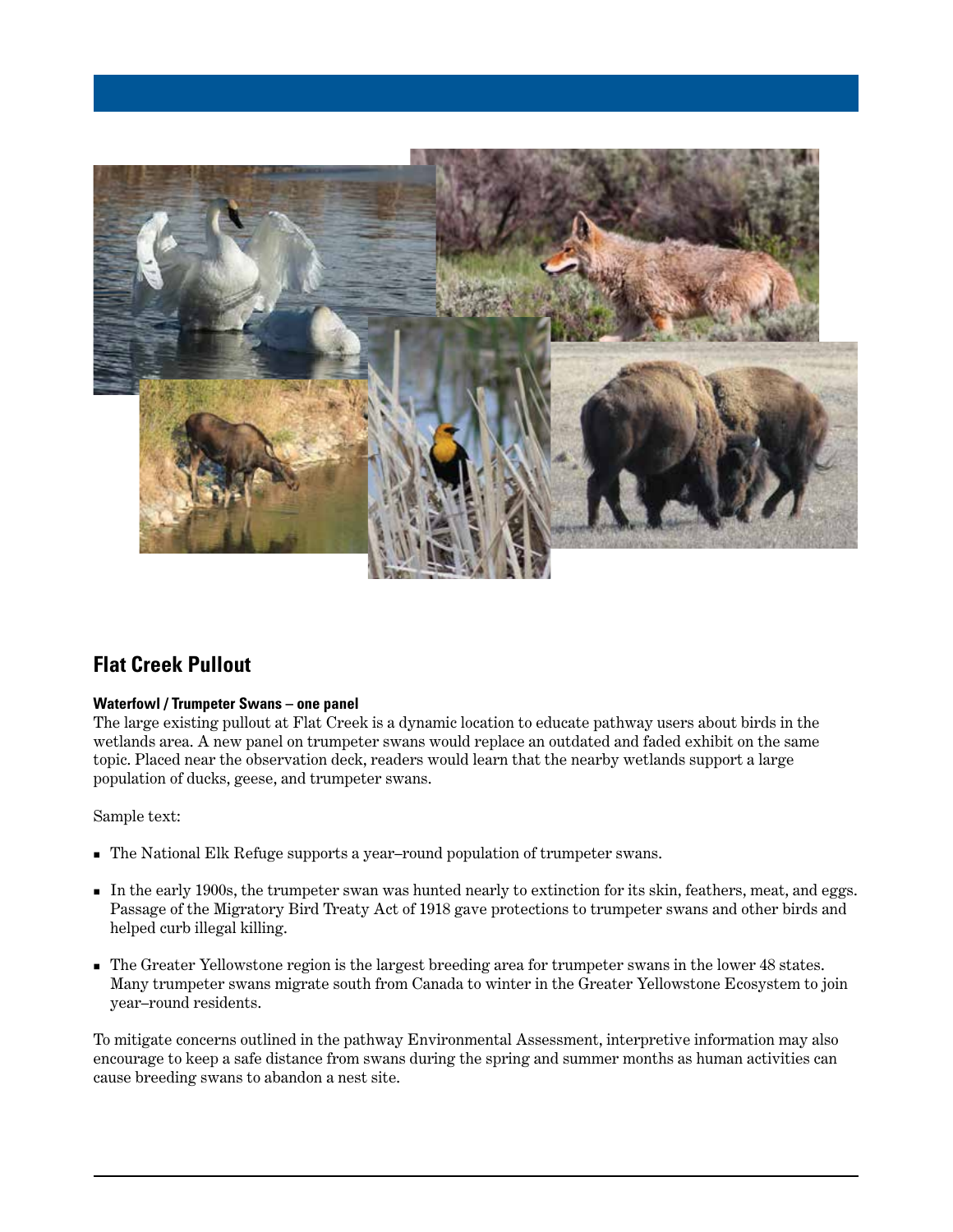## Flat Creek Pullout

**Waterfowl / Trumpeter Swans – one panel**

The large existing pullout at Flat Creek is a dynamic location to educate pathway users about birds in the wetlands area. A new panel on trumpeter swans would replace an outdated and faded exhibit on the same topic. Placed near the observation deck, readers would learn that the nearby wetlands support a large population of ducks, geese, and trumpeter swans.

Sample text:

- The National Elk Refuge supports a year–round population of trumpeter swans.
- In the early 1900s, the trumpeter swan was hunted nearly to extinction for its skin, feathers, meat, and eggs. Passage of the Migratory Bird Treaty Act of 1918 gave protections to trumpeter swans and other birds and helped curb illegal killing.
- The Greater Yellowstone region is the largest breeding area for trumpeter swans in the lower 48 states. Many trumpeter swans migrate south from Canada to winter in the Greater Yellowstone Ecosystem to join year–round residents.

To mitigate concerns outlined in the pathway Environmental Assessment, interpretive information may also encourage to keep a safe distance from swans during the spring and summer months as human activities can cause breeding swans to abandon a nest site.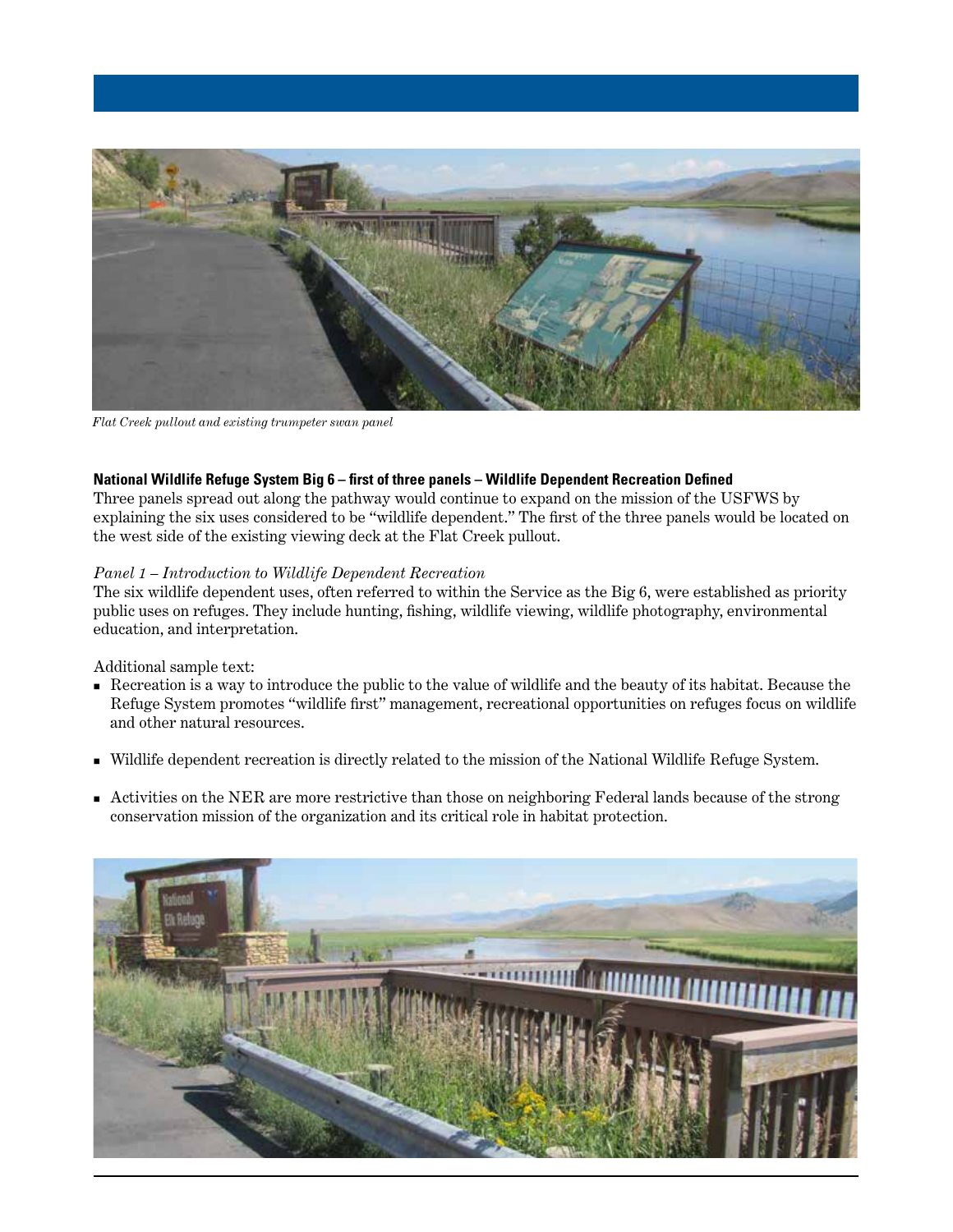*Flat Creek pullout and existing trumpeter swan panel*

**National Wildlife Refuge System Big 6 – first of three panels – Wildlife Dependent Recreation Defined**

Three panels spread out along the pathway would continue to expand on the mission of the USFWS by explaining the six uses considered to be "wildlife dependent." The first of the three panels would be located on the west side of the existing viewing deck at the Flat Creek pullout.

*Panel 1 – Introduction to Wildlife Dependent Recreation*

The six wildlife dependent uses, often referred to within the Service as the Big 6, were established as priority public uses on refuges. They include hunting, fishing, wildlife viewing, wildlife photography, environmental education, and interpretation.

Additional sample text:

- Recreation is a way to introduce the public to the value of wildlife and the beauty of its habitat. Because the Refuge System promotes "wildlife first" management, recreational opportunities on refuges focus on wildlife and other natural resources.
- Wildlife dependent recreation is directly related to the mission of the National Wildlife Refuge System.
- Activities on the NER are more restrictive than those on neighboring Federal lands because of the strong conservation mission of the organization and its critical role in habitat protection.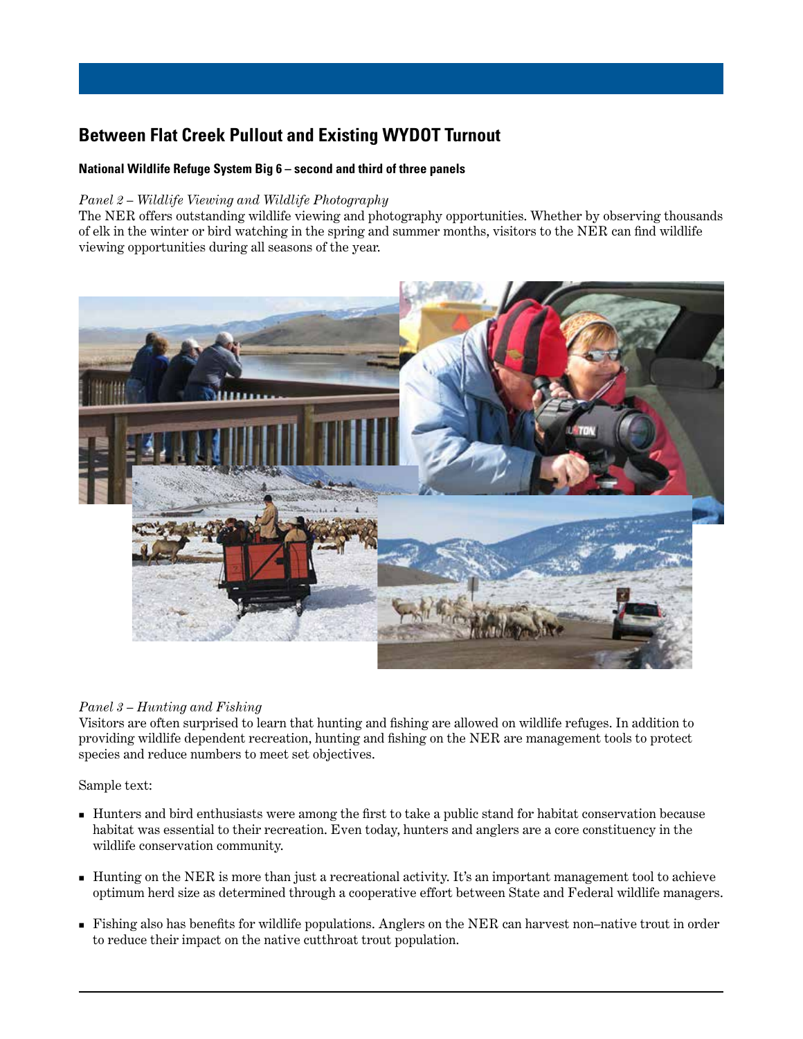## Between Flat Creek Pullout and Existing WYDOT Turnout

**National Wildlife Refuge System Big 6 – second and third of three panels**

*Panel 2 – Wildlife Viewing and Wildlife Photography*
The NER offers outstanding wildlife viewing and photography opportunities. Whether by observing thousands of elk in the winter or bird watching in the spring and summer months, visitors to the NER can find wildlife viewing opportunities during all seasons of the year.

*Panel 3 – Hunting and Fishing*
Visitors are often surprised to learn that hunting and fishing are allowed on wildlife refuges. In addition to providing wildlife dependent recreation, hunting and fishing on the NER are management tools to protect species and reduce numbers to meet set objectives.

Sample text:

- Hunters and bird enthusiasts were among the first to take a public stand for habitat conservation because habitat was essential to their recreation. Even today, hunters and anglers are a core constituency in the wildlife conservation community.
- Hunting on the NER is more than just a recreational activity. It's an important management tool to achieve optimum herd size as determined through a cooperative effort between State and Federal wildlife managers.
- Fishing also has benefits for wildlife populations. Anglers on the NER can harvest non–native trout in order to reduce their impact on the native cutthroat trout population.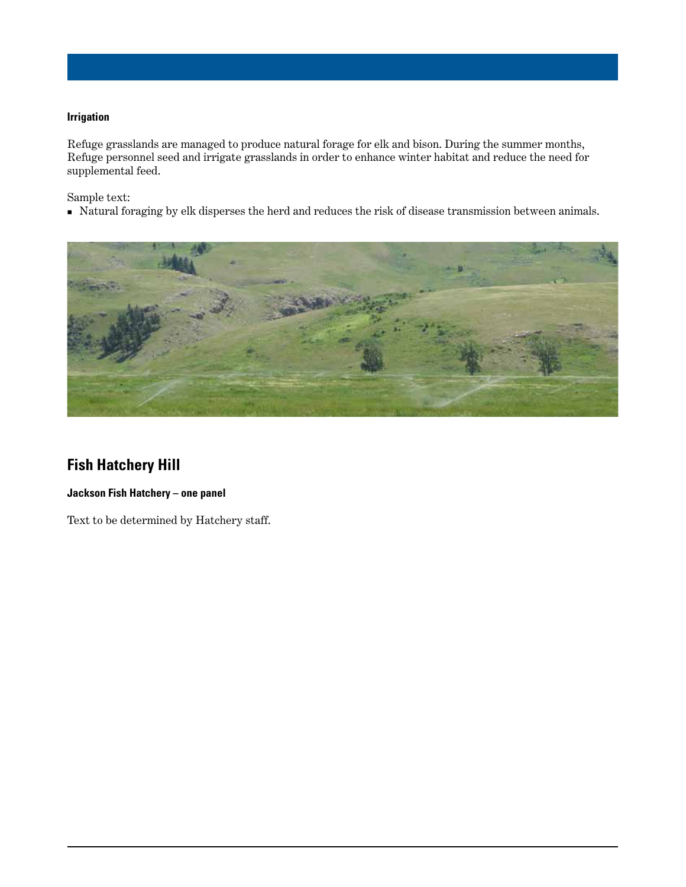#### Irrigation

Refuge grasslands are managed to produce natural forage for elk and bison. During the summer months, Refuge personnel seed and irrigate grasslands in order to enhance winter habitat and reduce the need for supplemental feed.

Sample text:

- Natural foraging by elk disperses the herd and reduces the risk of disease transmission between animals.

## Fish Hatchery Hill

#### Jackson Fish Hatchery – one panel

Text to be determined by Hatchery staff.